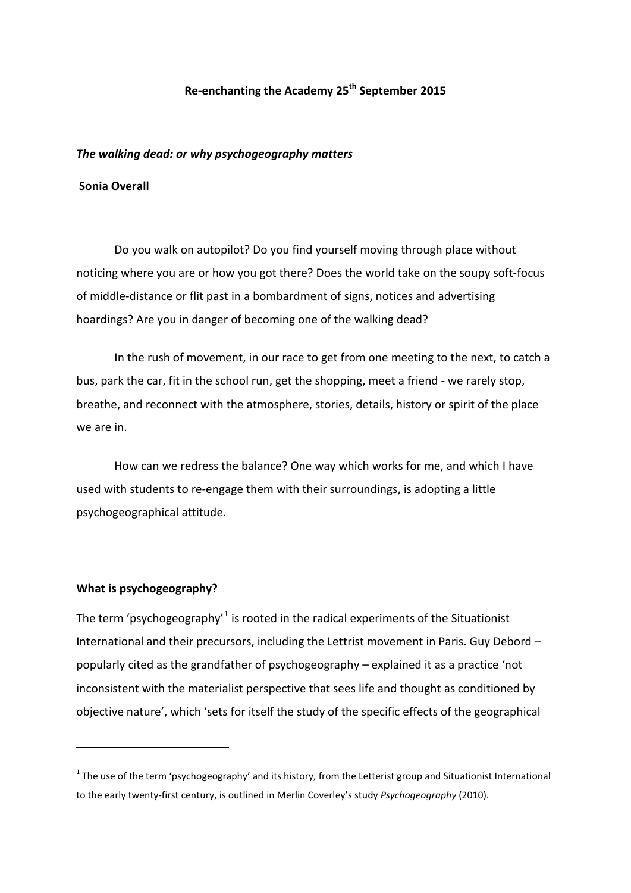**Re-enchanting the Academy 25th September 2015**

***The walking dead: or why psychogeography matters***

**Sonia Overall**

Do you walk on autopilot? Do you find yourself moving through place without noticing where you are or how you got there? Does the world take on the soupy soft-focus of middle-distance or flit past in a bombardment of signs, notices and advertising hoardings? Are you in danger of becoming one of the walking dead?

In the rush of movement, in our race to get from one meeting to the next, to catch a bus, park the car, fit in the school run, get the shopping, meet a friend - we rarely stop, breathe, and reconnect with the atmosphere, stories, details, history or spirit of the place we are in.

How can we redress the balance? One way which works for me, and which I have used with students to re-engage them with their surroundings, is adopting a little psychogeographical attitude.

**What is psychogeography?**

The term 'psychogeography'[1] is rooted in the radical experiments of the Situationist International and their precursors, including the Lettrist movement in Paris. Guy Debord – popularly cited as the grandfather of psychogeography – explained it as a practice 'not inconsistent with the materialist perspective that sees life and thought as conditioned by objective nature', which 'sets for itself the study of the specific effects of the geographical

[1] The use of the term 'psychogeography' and its history, from the Letterist group and Situationist International to the early twenty-first century, is outlined in Merlin Coverley's study *Psychogeography* (2010).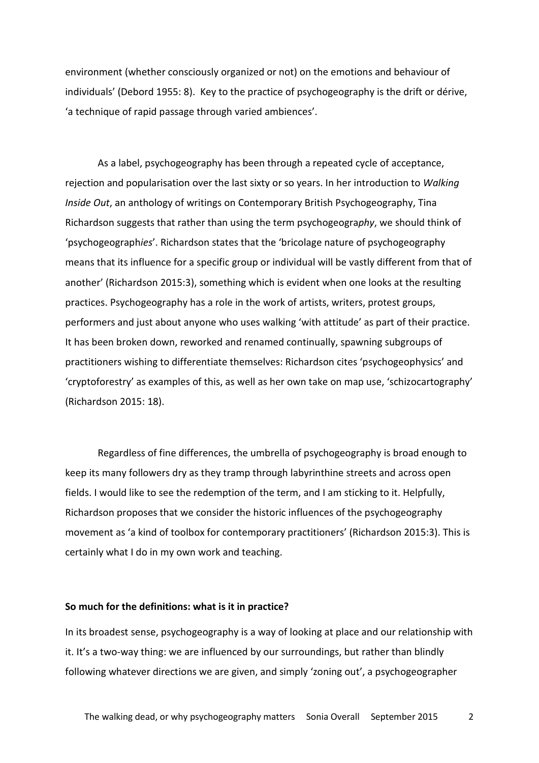environment (whether consciously organized or not) on the emotions and behaviour of individuals' (Debord 1955: 8). Key to the practice of psychogeography is the drift or dérive, 'a technique of rapid passage through varied ambiences'.

As a label, psychogeography has been through a repeated cycle of acceptance, rejection and popularisation over the last sixty or so years. In her introduction to *Walking Inside Out*, an anthology of writings on Contemporary British Psychogeography, Tina Richardson suggests that rather than using the term psychogeogra*phy*, we should think of 'psychogeograph*ies*'. Richardson states that the 'bricolage nature of psychogeography means that its influence for a specific group or individual will be vastly different from that of another' (Richardson 2015:3), something which is evident when one looks at the resulting practices. Psychogeography has a role in the work of artists, writers, protest groups, performers and just about anyone who uses walking 'with attitude' as part of their practice. It has been broken down, reworked and renamed continually, spawning subgroups of practitioners wishing to differentiate themselves: Richardson cites 'psychogeophysics' and 'cryptoforestry' as examples of this, as well as her own take on map use, 'schizocartography' (Richardson 2015: 18).

Regardless of fine differences, the umbrella of psychogeography is broad enough to keep its many followers dry as they tramp through labyrinthine streets and across open fields. I would like to see the redemption of the term, and I am sticking to it. Helpfully, Richardson proposes that we consider the historic influences of the psychogeography movement as 'a kind of toolbox for contemporary practitioners' (Richardson 2015:3). This is certainly what I do in my own work and teaching.

**So much for the definitions: what is it in practice?**

In its broadest sense, psychogeography is a way of looking at place and our relationship with it. It's a two-way thing: we are influenced by our surroundings, but rather than blindly following whatever directions we are given, and simply 'zoning out', a psychogeographer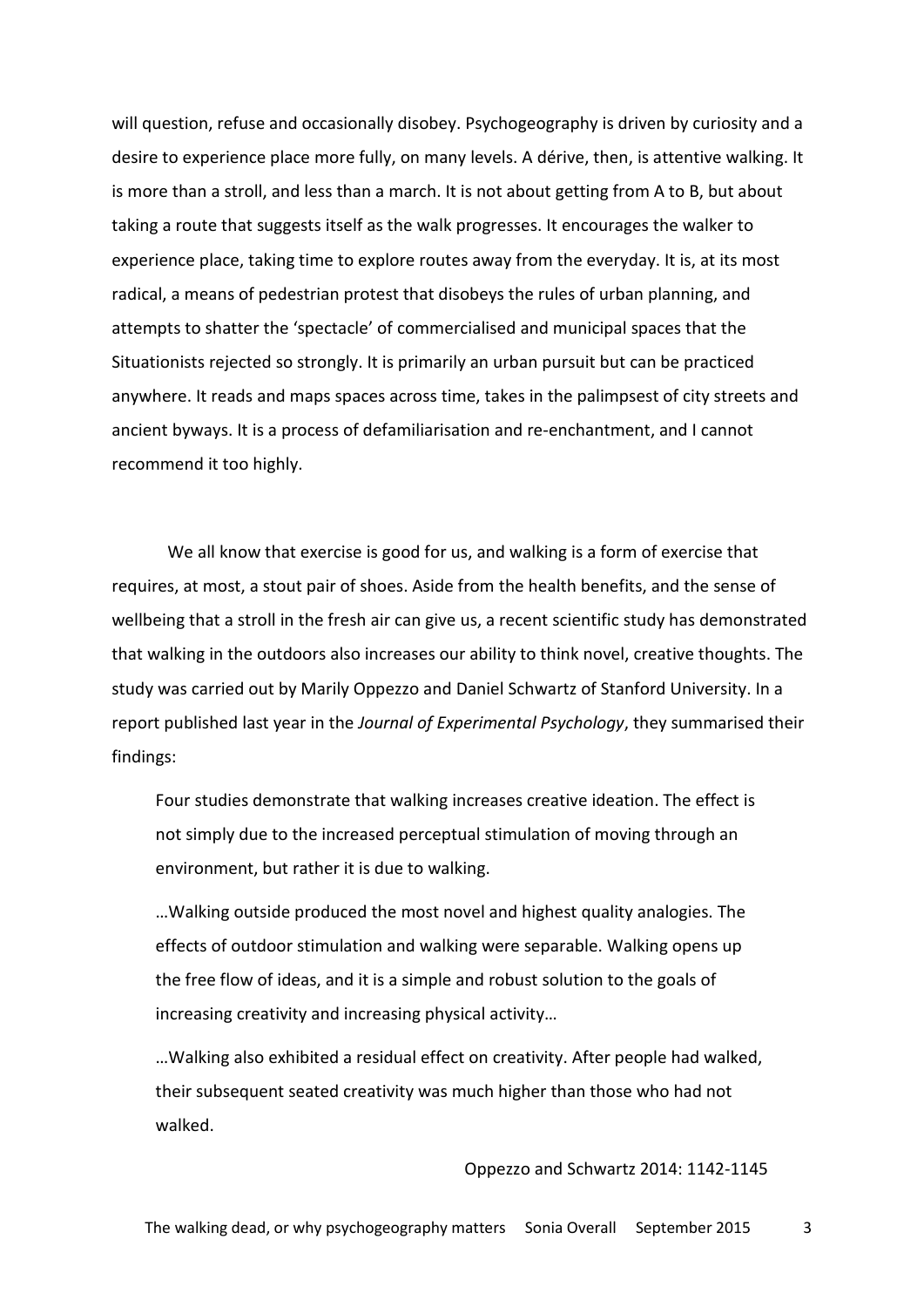will question, refuse and occasionally disobey. Psychogeography is driven by curiosity and a desire to experience place more fully, on many levels. A dérive, then, is attentive walking. It is more than a stroll, and less than a march. It is not about getting from A to B, but about taking a route that suggests itself as the walk progresses. It encourages the walker to experience place, taking time to explore routes away from the everyday. It is, at its most radical, a means of pedestrian protest that disobeys the rules of urban planning, and attempts to shatter the 'spectacle' of commercialised and municipal spaces that the Situationists rejected so strongly. It is primarily an urban pursuit but can be practiced anywhere. It reads and maps spaces across time, takes in the palimpsest of city streets and ancient byways. It is a process of defamiliarisation and re-enchantment, and I cannot recommend it too highly.

We all know that exercise is good for us, and walking is a form of exercise that requires, at most, a stout pair of shoes. Aside from the health benefits, and the sense of wellbeing that a stroll in the fresh air can give us, a recent scientific study has demonstrated that walking in the outdoors also increases our ability to think novel, creative thoughts. The study was carried out by Marily Oppezzo and Daniel Schwartz of Stanford University. In a report published last year in the *Journal of Experimental Psychology*, they summarised their findings:

> Four studies demonstrate that walking increases creative ideation. The effect is not simply due to the increased perceptual stimulation of moving through an environment, but rather it is due to walking.
>
> …Walking outside produced the most novel and highest quality analogies. The effects of outdoor stimulation and walking were separable. Walking opens up the free flow of ideas, and it is a simple and robust solution to the goals of increasing creativity and increasing physical activity…
>
> …Walking also exhibited a residual effect on creativity. After people had walked, their subsequent seated creativity was much higher than those who had not walked.
>
> Oppezzo and Schwartz 2014: 1142-1145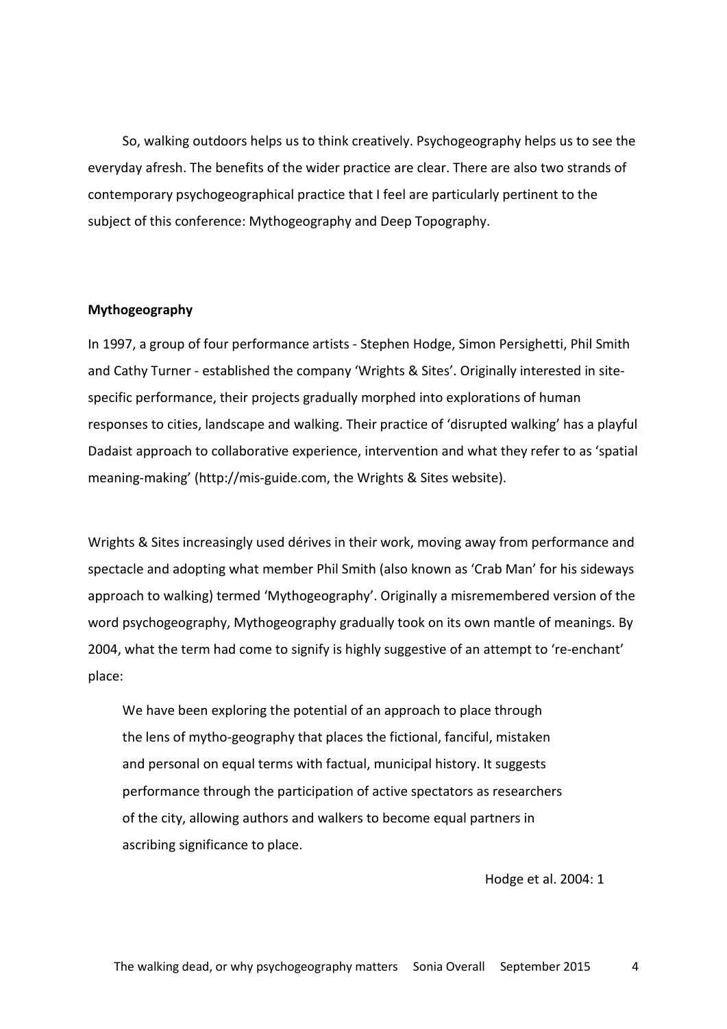So, walking outdoors helps us to think creatively. Psychogeography helps us to see the everyday afresh. The benefits of the wider practice are clear. There are also two strands of contemporary psychogeographical practice that I feel are particularly pertinent to the subject of this conference: Mythogeography and Deep Topography.

**Mythogeography**

In 1997, a group of four performance artists - Stephen Hodge, Simon Persighetti, Phil Smith and Cathy Turner - established the company 'Wrights & Sites'. Originally interested in site-specific performance, their projects gradually morphed into explorations of human responses to cities, landscape and walking. Their practice of 'disrupted walking' has a playful Dadaist approach to collaborative experience, intervention and what they refer to as 'spatial meaning-making' (http://mis-guide.com, the Wrights & Sites website).

Wrights & Sites increasingly used dérives in their work, moving away from performance and spectacle and adopting what member Phil Smith (also known as 'Crab Man' for his sideways approach to walking) termed 'Mythogeography'. Originally a misremembered version of the word psychogeography, Mythogeography gradually took on its own mantle of meanings. By 2004, what the term had come to signify is highly suggestive of an attempt to 're-enchant' place:

> We have been exploring the potential of an approach to place through the lens of mytho-geography that places the fictional, fanciful, mistaken and personal on equal terms with factual, municipal history. It suggests performance through the participation of active spectators as researchers of the city, allowing authors and walkers to become equal partners in ascribing significance to place.
>
> Hodge et al. 2004: 1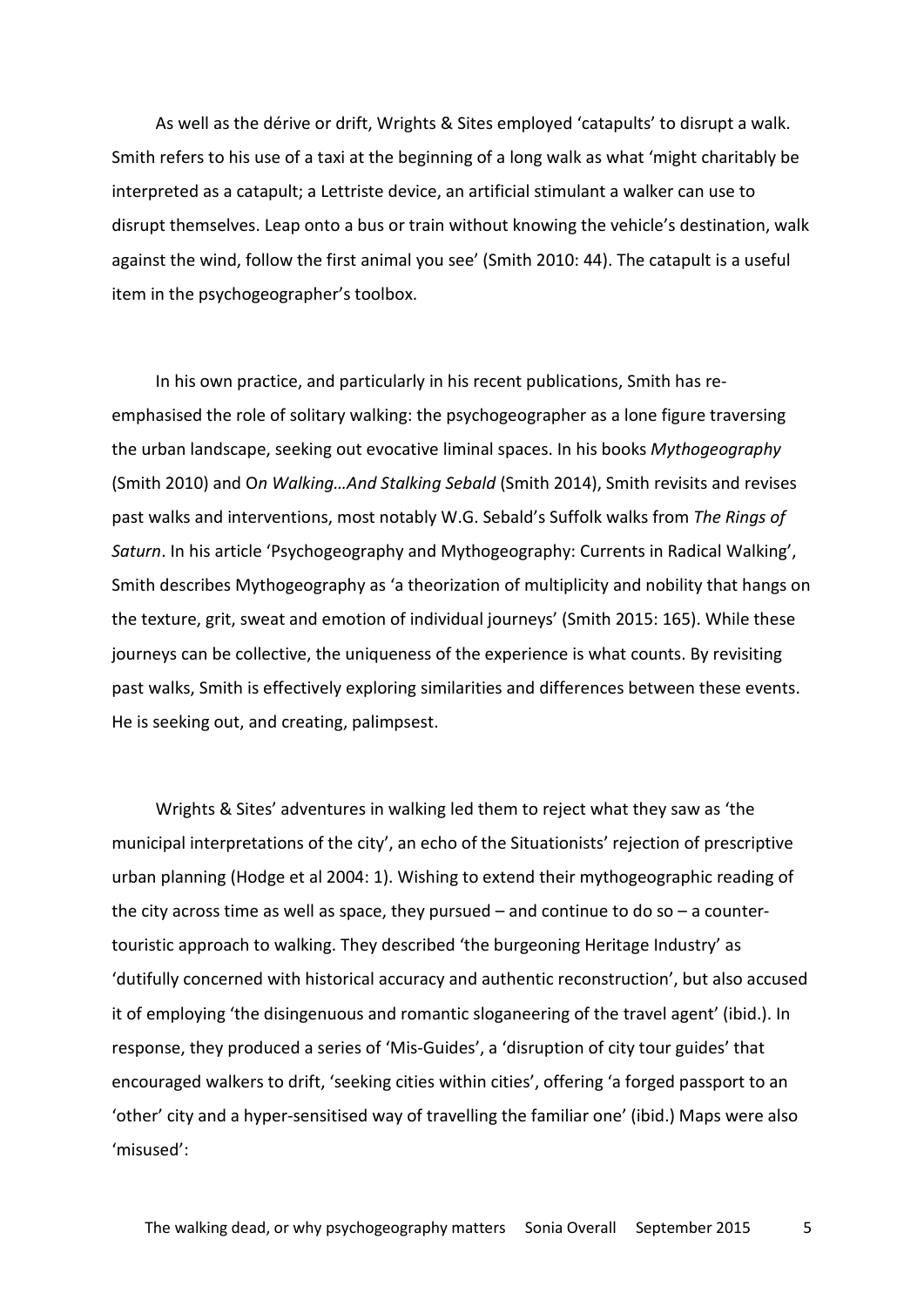As well as the dérive or drift, Wrights & Sites employed 'catapults' to disrupt a walk. Smith refers to his use of a taxi at the beginning of a long walk as what 'might charitably be interpreted as a catapult; a Lettriste device, an artificial stimulant a walker can use to disrupt themselves. Leap onto a bus or train without knowing the vehicle's destination, walk against the wind, follow the first animal you see' (Smith 2010: 44). The catapult is a useful item in the psychogeographer's toolbox.

In his own practice, and particularly in his recent publications, Smith has re-emphasised the role of solitary walking: the psychogeographer as a lone figure traversing the urban landscape, seeking out evocative liminal spaces. In his books *Mythogeography* (Smith 2010) and O*n Walking…And Stalking Sebald* (Smith 2014), Smith revisits and revises past walks and interventions, most notably W.G. Sebald's Suffolk walks from *The Rings of Saturn*. In his article 'Psychogeography and Mythogeography: Currents in Radical Walking', Smith describes Mythogeography as 'a theorization of multiplicity and nobility that hangs on the texture, grit, sweat and emotion of individual journeys' (Smith 2015: 165). While these journeys can be collective, the uniqueness of the experience is what counts. By revisiting past walks, Smith is effectively exploring similarities and differences between these events. He is seeking out, and creating, palimpsest.

Wrights & Sites' adventures in walking led them to reject what they saw as 'the municipal interpretations of the city', an echo of the Situationists' rejection of prescriptive urban planning (Hodge et al 2004: 1). Wishing to extend their mythogeographic reading of the city across time as well as space, they pursued – and continue to do so – a counter-touristic approach to walking. They described 'the burgeoning Heritage Industry' as 'dutifully concerned with historical accuracy and authentic reconstruction', but also accused it of employing 'the disingenuous and romantic sloganeering of the travel agent' (ibid.). In response, they produced a series of 'Mis-Guides', a 'disruption of city tour guides' that encouraged walkers to drift, 'seeking cities within cities', offering 'a forged passport to an 'other' city and a hyper-sensitised way of travelling the familiar one' (ibid.) Maps were also 'misused':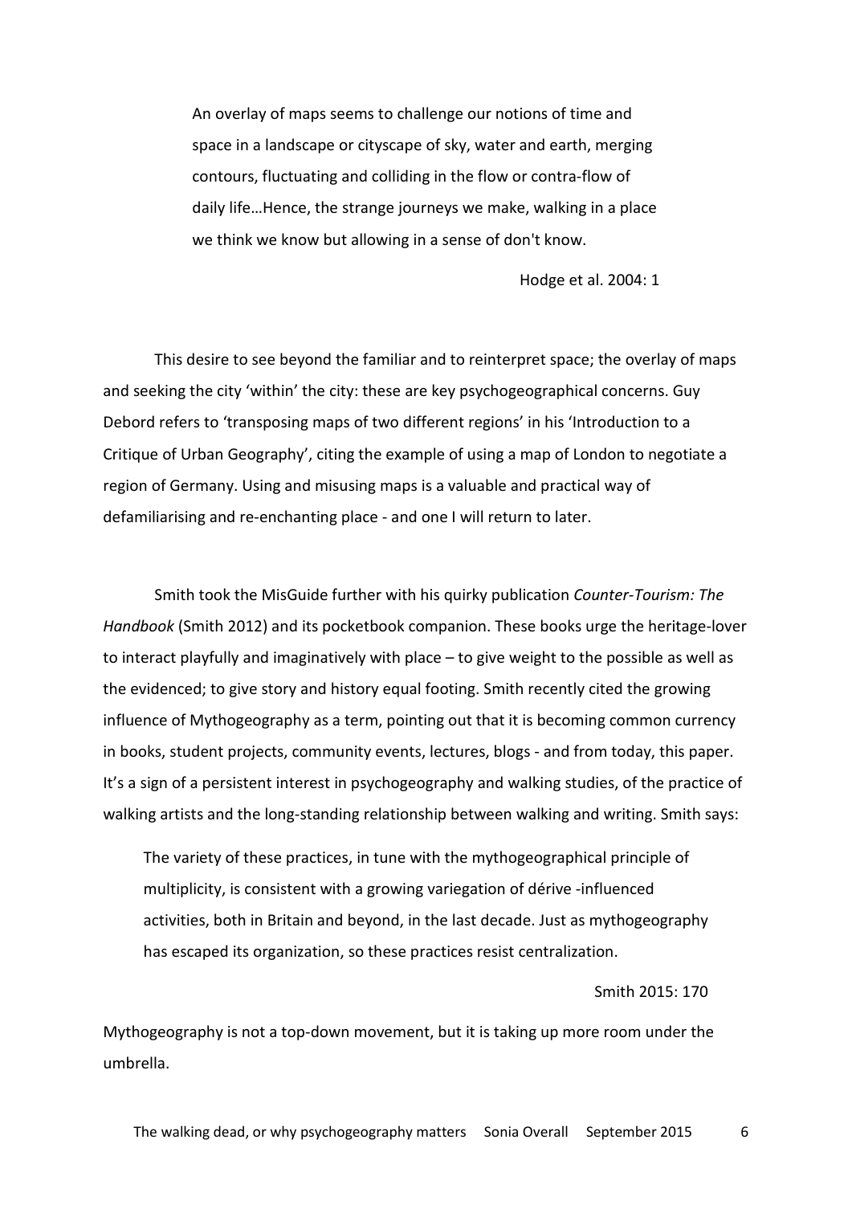> An overlay of maps seems to challenge our notions of time and space in a landscape or cityscape of sky, water and earth, merging contours, fluctuating and colliding in the flow or contra-flow of daily life…Hence, the strange journeys we make, walking in a place we think we know but allowing in a sense of don't know.
>
> Hodge et al. 2004: 1

This desire to see beyond the familiar and to reinterpret space; the overlay of maps and seeking the city 'within' the city: these are key psychogeographical concerns. Guy Debord refers to 'transposing maps of two different regions' in his 'Introduction to a Critique of Urban Geography', citing the example of using a map of London to negotiate a region of Germany. Using and misusing maps is a valuable and practical way of defamiliarising and re-enchanting place - and one I will return to later.

Smith took the MisGuide further with his quirky publication *Counter-Tourism: The Handbook* (Smith 2012) and its pocketbook companion. These books urge the heritage-lover to interact playfully and imaginatively with place – to give weight to the possible as well as the evidenced; to give story and history equal footing. Smith recently cited the growing influence of Mythogeography as a term, pointing out that it is becoming common currency in books, student projects, community events, lectures, blogs - and from today, this paper. It's a sign of a persistent interest in psychogeography and walking studies, of the practice of walking artists and the long-standing relationship between walking and writing. Smith says:

> The variety of these practices, in tune with the mythogeographical principle of multiplicity, is consistent with a growing variegation of dérive -influenced activities, both in Britain and beyond, in the last decade. Just as mythogeography has escaped its organization, so these practices resist centralization.
>
> Smith 2015: 170

Mythogeography is not a top-down movement, but it is taking up more room under the umbrella.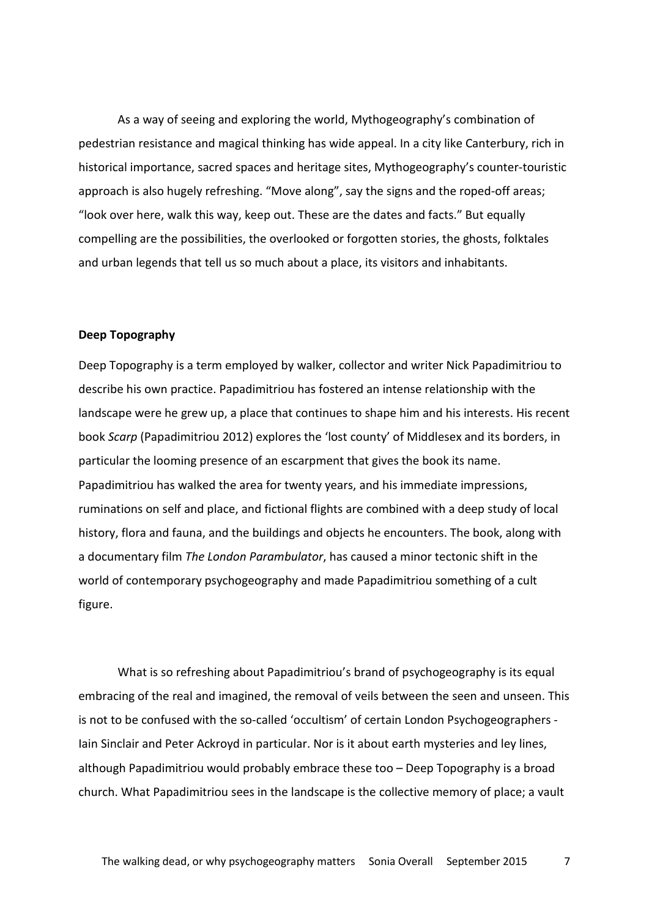As a way of seeing and exploring the world, Mythogeography's combination of pedestrian resistance and magical thinking has wide appeal. In a city like Canterbury, rich in historical importance, sacred spaces and heritage sites, Mythogeography's counter-touristic approach is also hugely refreshing. "Move along", say the signs and the roped-off areas; "look over here, walk this way, keep out. These are the dates and facts." But equally compelling are the possibilities, the overlooked or forgotten stories, the ghosts, folktales and urban legends that tell us so much about a place, its visitors and inhabitants.

**Deep Topography**

Deep Topography is a term employed by walker, collector and writer Nick Papadimitriou to describe his own practice. Papadimitriou has fostered an intense relationship with the landscape were he grew up, a place that continues to shape him and his interests. His recent book *Scarp* (Papadimitriou 2012) explores the 'lost county' of Middlesex and its borders, in particular the looming presence of an escarpment that gives the book its name. Papadimitriou has walked the area for twenty years, and his immediate impressions, ruminations on self and place, and fictional flights are combined with a deep study of local history, flora and fauna, and the buildings and objects he encounters. The book, along with a documentary film *The London Parambulator*, has caused a minor tectonic shift in the world of contemporary psychogeography and made Papadimitriou something of a cult figure.

What is so refreshing about Papadimitriou's brand of psychogeography is its equal embracing of the real and imagined, the removal of veils between the seen and unseen. This is not to be confused with the so-called 'occultism' of certain London Psychogeographers - Iain Sinclair and Peter Ackroyd in particular. Nor is it about earth mysteries and ley lines, although Papadimitriou would probably embrace these too – Deep Topography is a broad church. What Papadimitriou sees in the landscape is the collective memory of place; a vault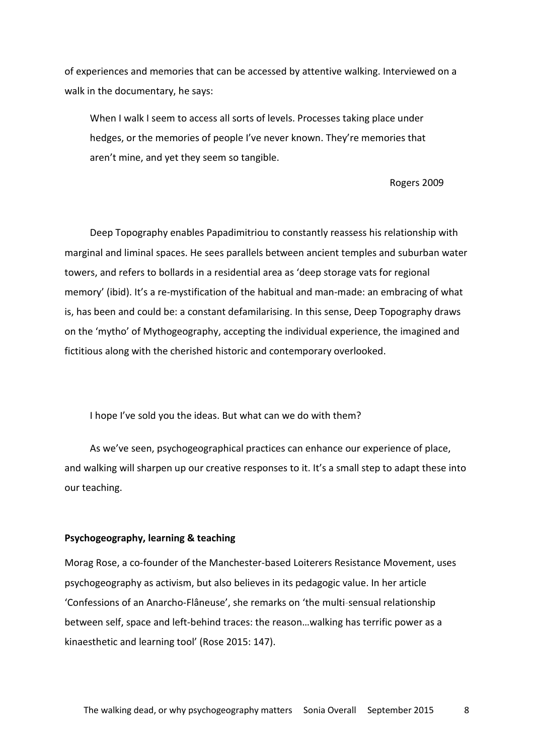of experiences and memories that can be accessed by attentive walking. Interviewed on a walk in the documentary, he says:

> When I walk I seem to access all sorts of levels. Processes taking place under hedges, or the memories of people I've never known. They're memories that aren't mine, and yet they seem so tangible.
>
> Rogers 2009

Deep Topography enables Papadimitriou to constantly reassess his relationship with marginal and liminal spaces. He sees parallels between ancient temples and suburban water towers, and refers to bollards in a residential area as 'deep storage vats for regional memory' (ibid). It's a re-mystification of the habitual and man-made: an embracing of what is, has been and could be: a constant defamilarising. In this sense, Deep Topography draws on the 'mytho' of Mythogeography, accepting the individual experience, the imagined and fictitious along with the cherished historic and contemporary overlooked.

I hope I've sold you the ideas. But what can we do with them?

As we've seen, psychogeographical practices can enhance our experience of place, and walking will sharpen up our creative responses to it. It's a small step to adapt these into our teaching.

**Psychogeography, learning & teaching**

Morag Rose, a co-founder of the Manchester-based Loiterers Resistance Movement, uses psychogeography as activism, but also believes in its pedagogic value. In her article 'Confessions of an Anarcho-Flâneuse', she remarks on 'the multi-sensual relationship between self, space and left-behind traces: the reason…walking has terrific power as a kinaesthetic and learning tool' (Rose 2015: 147).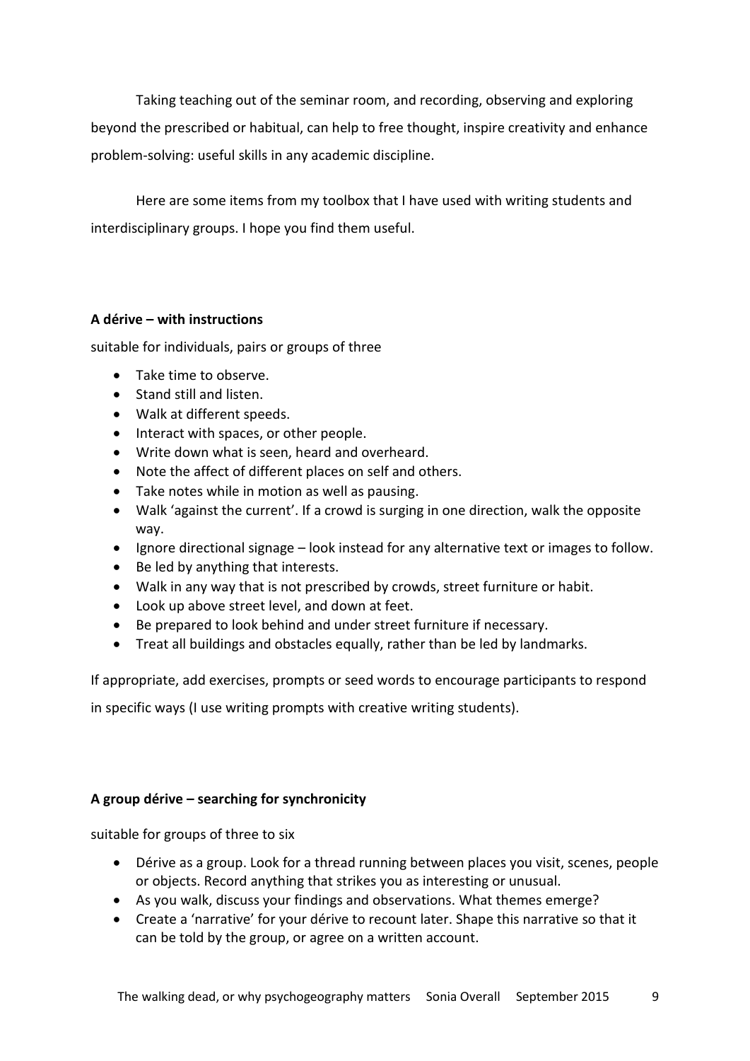Taking teaching out of the seminar room, and recording, observing and exploring beyond the prescribed or habitual, can help to free thought, inspire creativity and enhance problem-solving: useful skills in any academic discipline.

Here are some items from my toolbox that I have used with writing students and interdisciplinary groups. I hope you find them useful.

**A dérive – with instructions**

suitable for individuals, pairs or groups of three

- Take time to observe.
- Stand still and listen.
- Walk at different speeds.
- Interact with spaces, or other people.
- Write down what is seen, heard and overheard.
- Note the affect of different places on self and others.
- Take notes while in motion as well as pausing.
- Walk 'against the current'. If a crowd is surging in one direction, walk the opposite way.
- Ignore directional signage – look instead for any alternative text or images to follow.
- Be led by anything that interests.
- Walk in any way that is not prescribed by crowds, street furniture or habit.
- Look up above street level, and down at feet.
- Be prepared to look behind and under street furniture if necessary.
- Treat all buildings and obstacles equally, rather than be led by landmarks.

If appropriate, add exercises, prompts or seed words to encourage participants to respond in specific ways (I use writing prompts with creative writing students).

**A group dérive – searching for synchronicity**

suitable for groups of three to six

- Dérive as a group. Look for a thread running between places you visit, scenes, people or objects. Record anything that strikes you as interesting or unusual.
- As you walk, discuss your findings and observations. What themes emerge?
- Create a 'narrative' for your dérive to recount later. Shape this narrative so that it can be told by the group, or agree on a written account.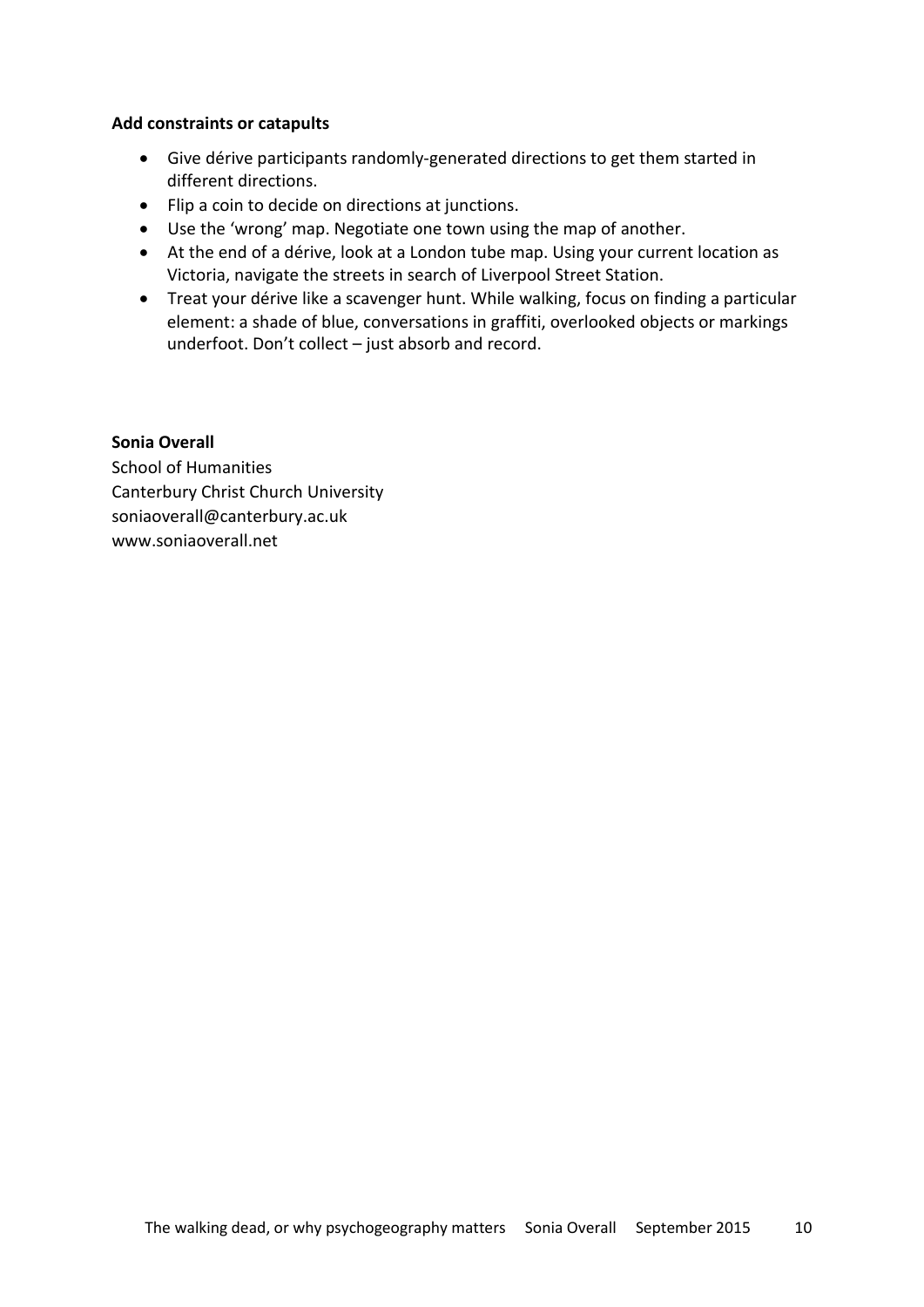**Add constraints or catapults**

- Give dérive participants randomly-generated directions to get them started in different directions.
- Flip a coin to decide on directions at junctions.
- Use the 'wrong' map. Negotiate one town using the map of another.
- At the end of a dérive, look at a London tube map. Using your current location as Victoria, navigate the streets in search of Liverpool Street Station.
- Treat your dérive like a scavenger hunt. While walking, focus on finding a particular element: a shade of blue, conversations in graffiti, overlooked objects or markings underfoot. Don't collect – just absorb and record.

**Sonia Overall**
School of Humanities
Canterbury Christ Church University
soniaoverall@canterbury.ac.uk
www.soniaoverall.net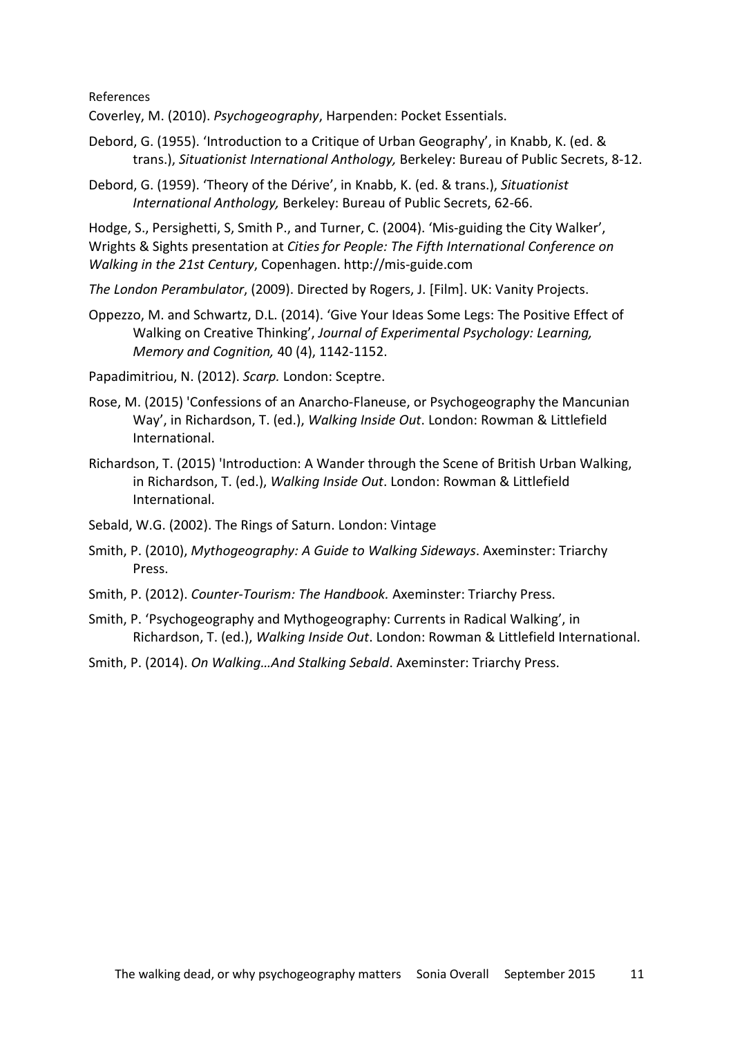References

Coverley, M. (2010). *Psychogeography*, Harpenden: Pocket Essentials.

Debord, G. (1955). 'Introduction to a Critique of Urban Geography', in Knabb, K. (ed. & trans.), *Situationist International Anthology,* Berkeley: Bureau of Public Secrets, 8-12.

Debord, G. (1959). 'Theory of the Dérive', in Knabb, K. (ed. & trans.), *Situationist International Anthology,* Berkeley: Bureau of Public Secrets, 62-66.

Hodge, S., Persighetti, S, Smith P., and Turner, C. (2004). 'Mis-guiding the City Walker', Wrights & Sights presentation at *Cities for People: The Fifth International Conference on Walking in the 21st Century*, Copenhagen. http://mis-guide.com

*The London Perambulator*, (2009). Directed by Rogers, J. [Film]. UK: Vanity Projects.

Oppezzo, M. and Schwartz, D.L. (2014). 'Give Your Ideas Some Legs: The Positive Effect of Walking on Creative Thinking', *Journal of Experimental Psychology: Learning, Memory and Cognition,* 40 (4), 1142-1152.

Papadimitriou, N. (2012). *Scarp.* London: Sceptre.

Rose, M. (2015) 'Confessions of an Anarcho-Flaneuse, or Psychogeography the Mancunian Way', in Richardson, T. (ed.), *Walking Inside Out*. London: Rowman & Littlefield International.

Richardson, T. (2015) 'Introduction: A Wander through the Scene of British Urban Walking, in Richardson, T. (ed.), *Walking Inside Out*. London: Rowman & Littlefield International.

Sebald, W.G. (2002). The Rings of Saturn. London: Vintage

Smith, P. (2010), *Mythogeography: A Guide to Walking Sideways*. Axeminster: Triarchy Press.

Smith, P. (2012). *Counter-Tourism: The Handbook.* Axeminster: Triarchy Press.

Smith, P. 'Psychogeography and Mythogeography: Currents in Radical Walking', in Richardson, T. (ed.), *Walking Inside Out*. London: Rowman & Littlefield International.

Smith, P. (2014). *On Walking…And Stalking Sebald*. Axeminster: Triarchy Press.